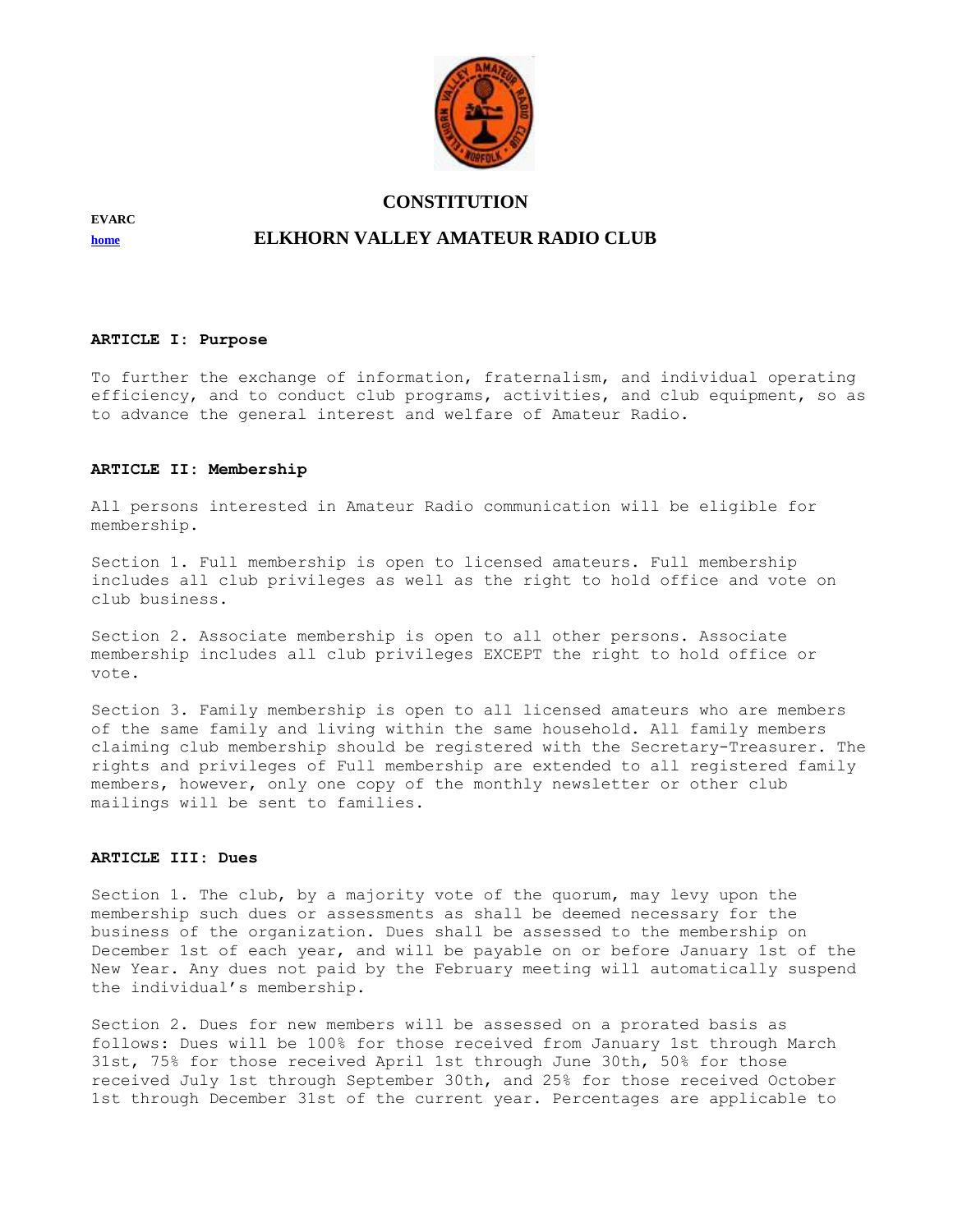# CONSTITUTION

EVARC

home

## ELKHORN VALLEY AMATEUR RADIO CLUB

### ARTICLE I: Purpose

To further the exchange of information, fraternalism, and individual operating efficiency, and to conduct club programs, activities, and club equipment, so as to advance the general interest and welfare of Amateur Radio.

### ARTICLE II: Membership

All persons interested in Amateur Radio communication will be eligible for membership.

Section 1. Full membership is open to licensed amateurs. Full membership includes all club privileges as well as the right to hold office and vote on club business.

Section 2. Associate membership is open to all other persons. Associate membership includes all club privileges EXCEPT the right to hold office or vote.

Section 3. Family membership is open to all licensed amateurs who are members of the same family and living within the same household. All family members claiming club membership should be registered with the Secretary-Treasurer. The rights and privileges of Full membership are extended to all registered family members, however, only one copy of the monthly newsletter or other club mailings will be sent to families.

### ARTICLE III: Dues

Section 1. The club, by a majority vote of the quorum, may levy upon the membership such dues or assessments as shall be deemed necessary for the business of the organization. Dues shall be assessed to the membership on December 1st of each year, and will be payable on or before January 1st of the New Year. Any dues not paid by the February meeting will automatically suspend the individual's membership.

Section 2. Dues for new members will be assessed on a prorated basis as follows: Dues will be 100% for those received from January 1st through March 31st, 75% for those received April 1st through June 30th, 50% for those received July 1st through September 30th, and 25% for those received October 1st through December 31st of the current year. Percentages are applicable to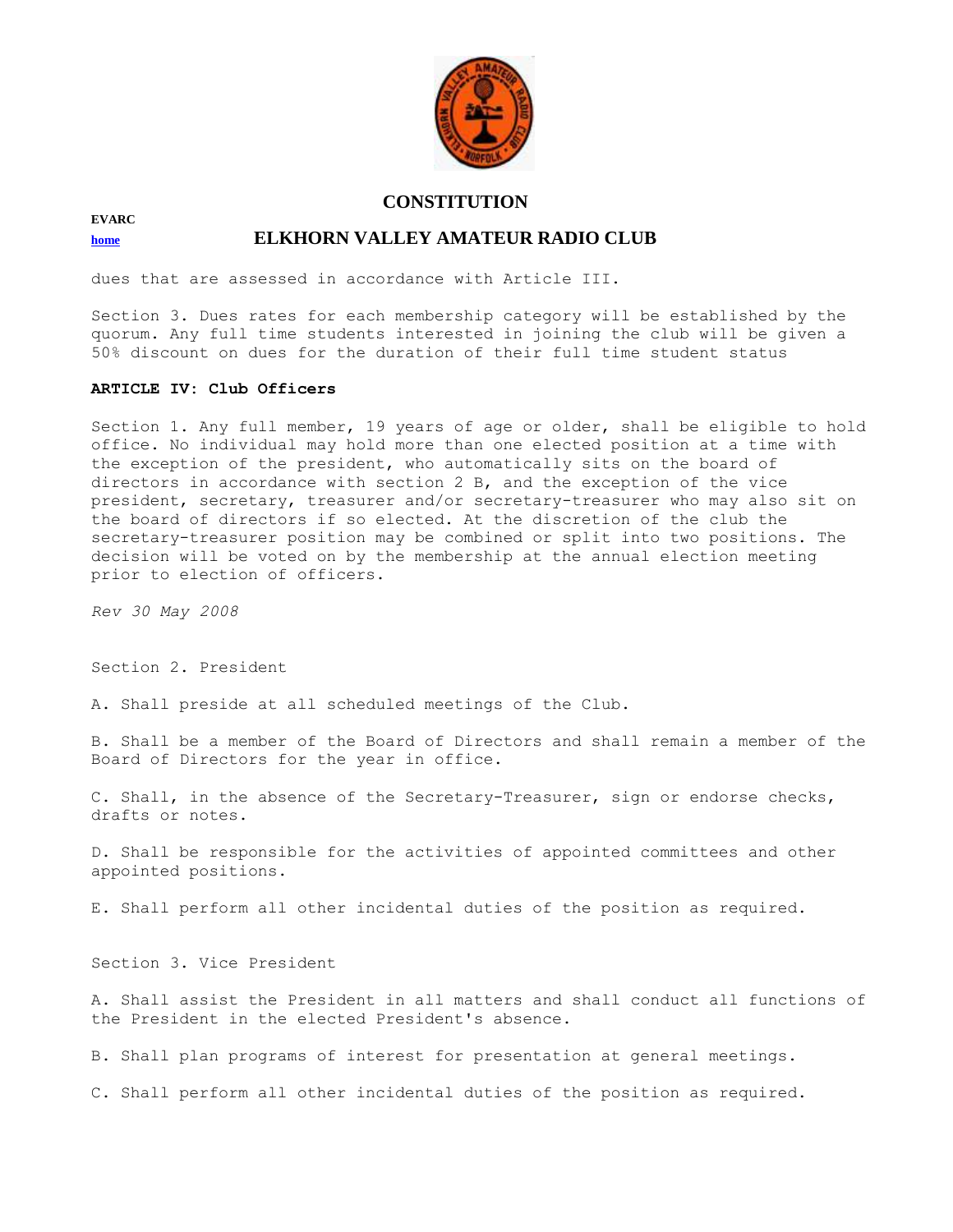dues that are assessed in accordance with Article III.

Section 3. Dues rates for each membership category will be established by the quorum. Any full time students interested in joining the club will be given a 50% discount on dues for the duration of their full time student status

**ARTICLE IV: Club Officers**

Section 1. Any full member, 19 years of age or older, shall be eligible to hold office. No individual may hold more than one elected position at a time with the exception of the president, who automatically sits on the board of directors in accordance with section 2 B, and the exception of the vice president, secretary, treasurer and/or secretary-treasurer who may also sit on the board of directors if so elected. At the discretion of the club the secretary-treasurer position may be combined or split into two positions. The decision will be voted on by the membership at the annual election meeting prior to election of officers.

*Rev 30 May 2008*

Section 2. President

A. Shall preside at all scheduled meetings of the Club.

B. Shall be a member of the Board of Directors and shall remain a member of the Board of Directors for the year in office.

C. Shall, in the absence of the Secretary-Treasurer, sign or endorse checks, drafts or notes.

D. Shall be responsible for the activities of appointed committees and other appointed positions.

E. Shall perform all other incidental duties of the position as required.

Section 3. Vice President

A. Shall assist the President in all matters and shall conduct all functions of the President in the elected President's absence.

B. Shall plan programs of interest for presentation at general meetings.

C. Shall perform all other incidental duties of the position as required.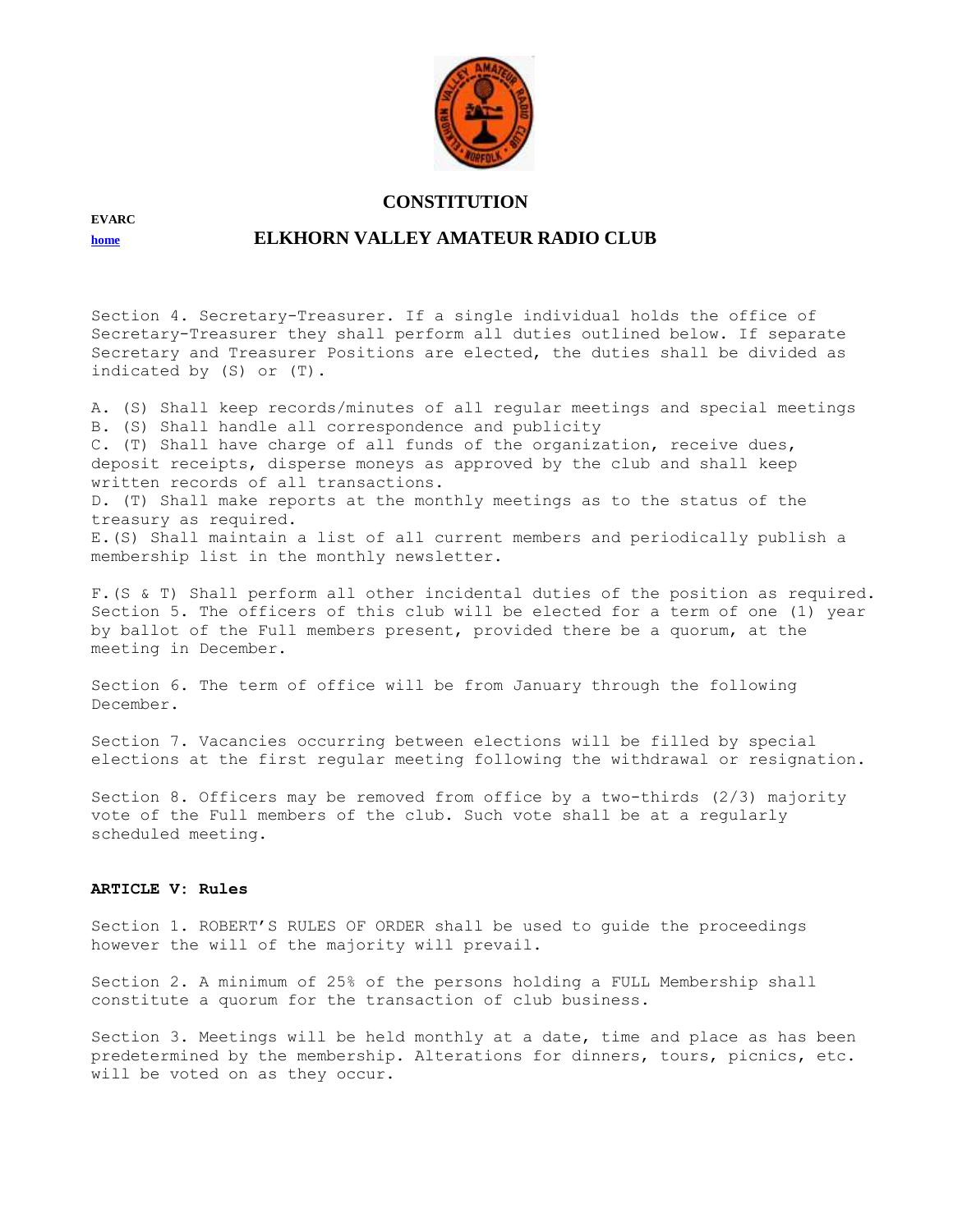# CONSTITUTION

**EVARC**

**home**

## ELKHORN VALLEY AMATEUR RADIO CLUB

Section 4. Secretary-Treasurer. If a single individual holds the office of Secretary-Treasurer they shall perform all duties outlined below. If separate Secretary and Treasurer Positions are elected, the duties shall be divided as indicated by (S) or (T).

A. (S) Shall keep records/minutes of all regular meetings and special meetings
B. (S) Shall handle all correspondence and publicity
C. (T) Shall have charge of all funds of the organization, receive dues, deposit receipts, disperse moneys as approved by the club and shall keep written records of all transactions.
D. (T) Shall make reports at the monthly meetings as to the status of the treasury as required.
E.(S) Shall maintain a list of all current members and periodically publish a membership list in the monthly newsletter.

F.(S & T) Shall perform all other incidental duties of the position as required.
Section 5. The officers of this club will be elected for a term of one (1) year by ballot of the Full members present, provided there be a quorum, at the meeting in December.

Section 6. The term of office will be from January through the following December.

Section 7. Vacancies occurring between elections will be filled by special elections at the first regular meeting following the withdrawal or resignation.

Section 8. Officers may be removed from office by a two-thirds (2/3) majority vote of the Full members of the club. Such vote shall be at a regularly scheduled meeting.

### ARTICLE V: Rules

Section 1. ROBERT'S RULES OF ORDER shall be used to guide the proceedings however the will of the majority will prevail.

Section 2. A minimum of 25% of the persons holding a FULL Membership shall constitute a quorum for the transaction of club business.

Section 3. Meetings will be held monthly at a date, time and place as has been predetermined by the membership. Alterations for dinners, tours, picnics, etc. will be voted on as they occur.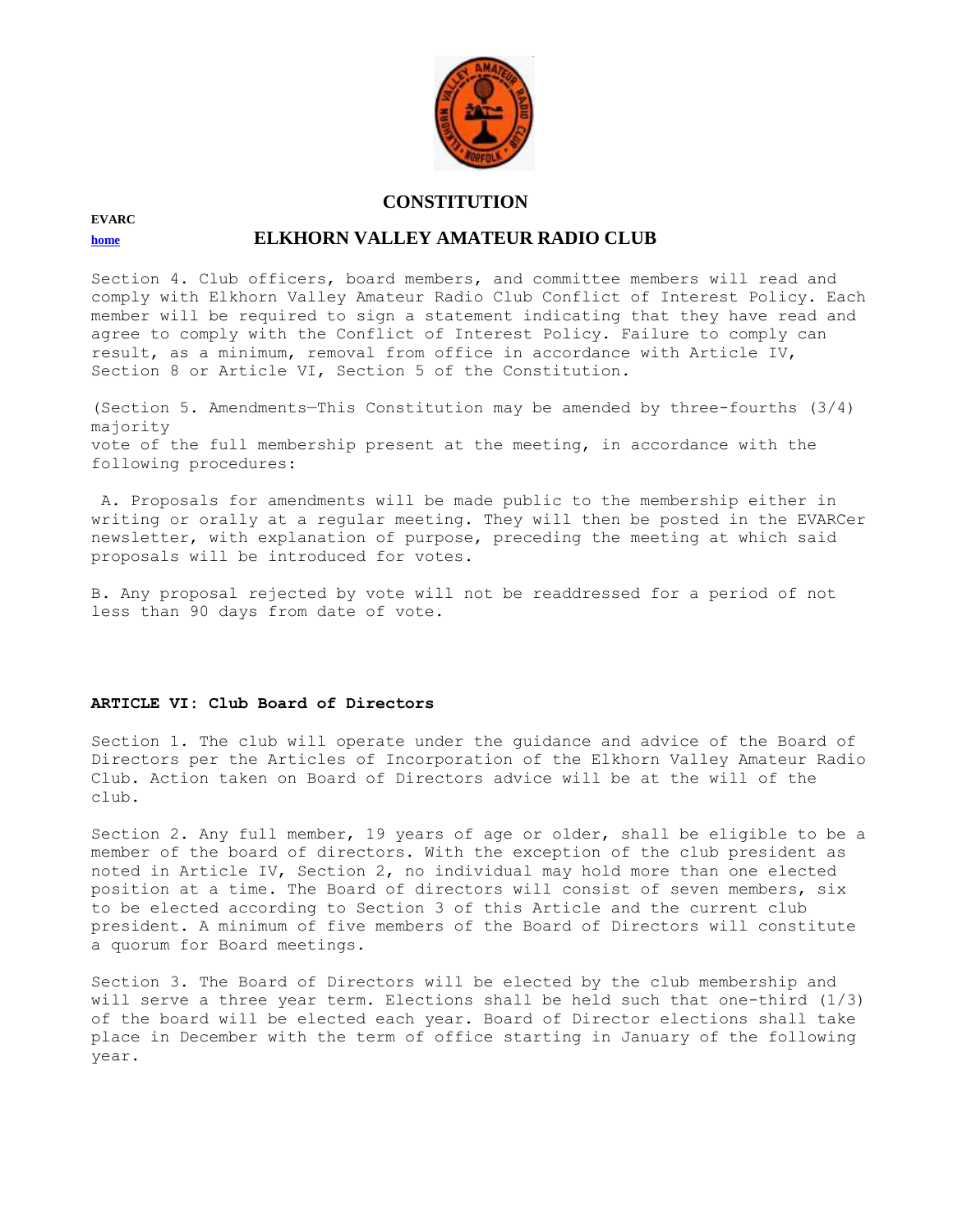# CONSTITUTION

**EVARC**

**home**

## ELKHORN VALLEY AMATEUR RADIO CLUB

Section 4. Club officers, board members, and committee members will read and comply with Elkhorn Valley Amateur Radio Club Conflict of Interest Policy. Each member will be required to sign a statement indicating that they have read and agree to comply with the Conflict of Interest Policy. Failure to comply can result, as a minimum, removal from office in accordance with Article IV, Section 8 or Article VI, Section 5 of the Constitution.

(Section 5. Amendments—This Constitution may be amended by three-fourths (3/4) majority vote of the full membership present at the meeting, in accordance with the following procedures:

A. Proposals for amendments will be made public to the membership either in writing or orally at a regular meeting. They will then be posted in the EVARCer newsletter, with explanation of purpose, preceding the meeting at which said proposals will be introduced for votes.

B. Any proposal rejected by vote will not be readdressed for a period of not less than 90 days from date of vote.

**ARTICLE VI: Club Board of Directors**

Section 1. The club will operate under the guidance and advice of the Board of Directors per the Articles of Incorporation of the Elkhorn Valley Amateur Radio Club. Action taken on Board of Directors advice will be at the will of the club.

Section 2. Any full member, 19 years of age or older, shall be eligible to be a member of the board of directors. With the exception of the club president as noted in Article IV, Section 2, no individual may hold more than one elected position at a time. The Board of directors will consist of seven members, six to be elected according to Section 3 of this Article and the current club president. A minimum of five members of the Board of Directors will constitute a quorum for Board meetings.

Section 3. The Board of Directors will be elected by the club membership and will serve a three year term. Elections shall be held such that one-third (1/3) of the board will be elected each year. Board of Director elections shall take place in December with the term of office starting in January of the following year.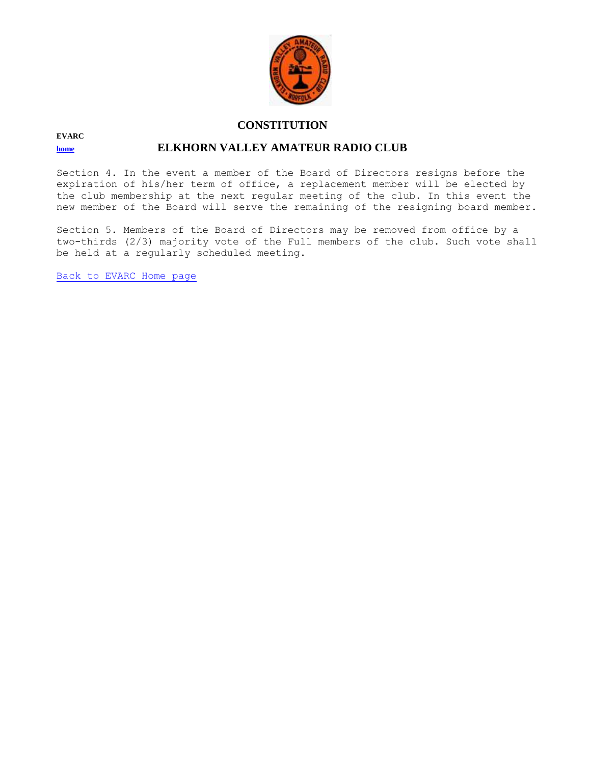## CONSTITUTION

**EVARC**

**home**

## ELKHORN VALLEY AMATEUR RADIO CLUB

Section 4. In the event a member of the Board of Directors resigns before the expiration of his/her term of office, a replacement member will be elected by the club membership at the next regular meeting of the club. In this event the new member of the Board will serve the remaining of the resigning board member.

Section 5. Members of the Board of Directors may be removed from office by a two-thirds (2/3) majority vote of the Full members of the club. Such vote shall be held at a regularly scheduled meeting.

Back to EVARC Home page